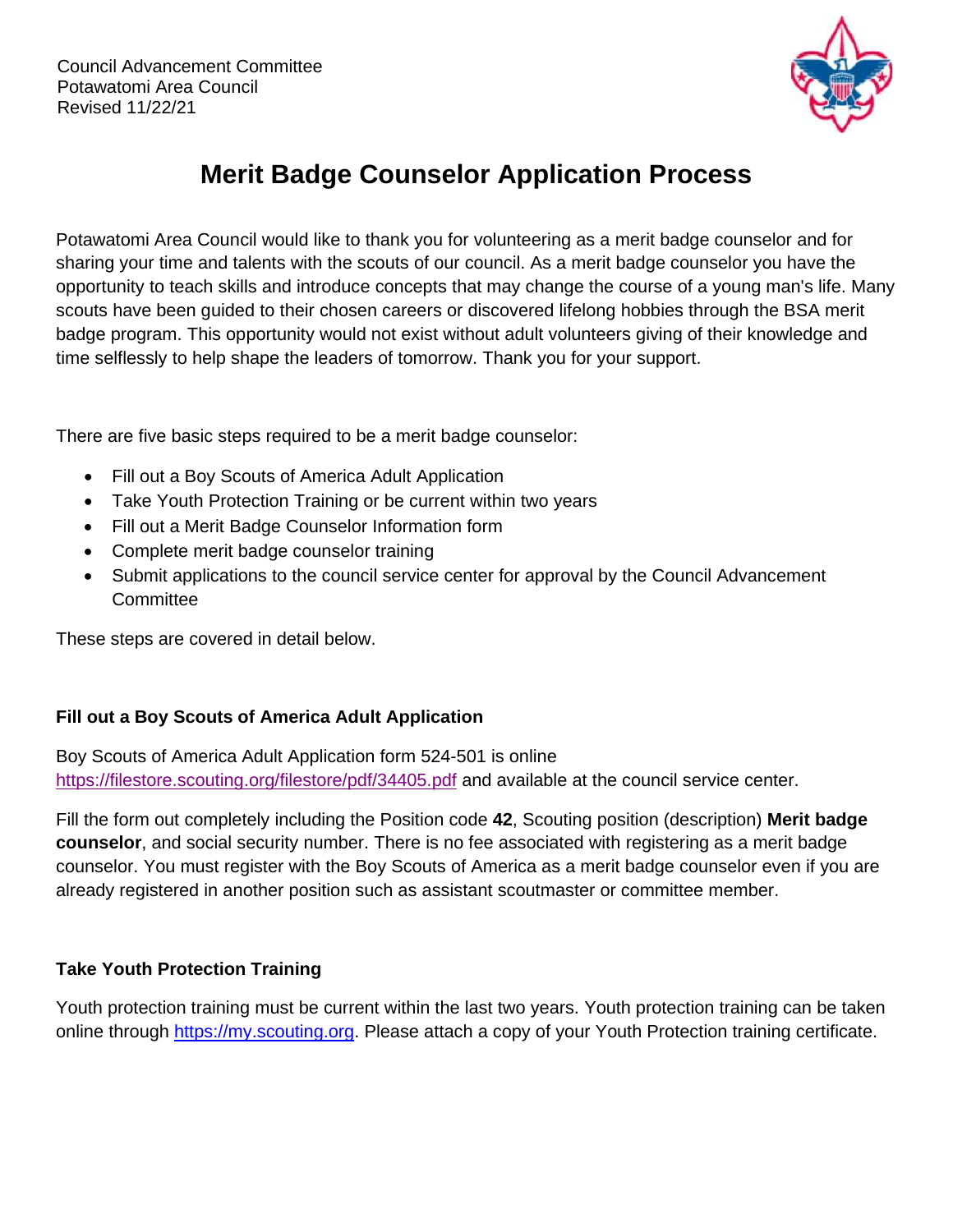Council Advancement Committee
Potawatomi Area Council
Revised 11/22/21

# Merit Badge Counselor Application Process

Potawatomi Area Council would like to thank you for volunteering as a merit badge counselor and for sharing your time and talents with the scouts of our council. As a merit badge counselor you have the opportunity to teach skills and introduce concepts that may change the course of a young man's life. Many scouts have been guided to their chosen careers or discovered lifelong hobbies through the BSA merit badge program. This opportunity would not exist without adult volunteers giving of their knowledge and time selflessly to help shape the leaders of tomorrow. Thank you for your support.

There are five basic steps required to be a merit badge counselor:

- Fill out a Boy Scouts of America Adult Application
- Take Youth Protection Training or be current within two years
- Fill out a Merit Badge Counselor Information form
- Complete merit badge counselor training
- Submit applications to the council service center for approval by the Council Advancement Committee

These steps are covered in detail below.

### Fill out a Boy Scouts of America Adult Application

Boy Scouts of America Adult Application form 524-501 is online https://filestore.scouting.org/filestore/pdf/34405.pdf and available at the council service center.

Fill the form out completely including the Position code **42**, Scouting position (description) **Merit badge counselor**, and social security number. There is no fee associated with registering as a merit badge counselor. You must register with the Boy Scouts of America as a merit badge counselor even if you are already registered in another position such as assistant scoutmaster or committee member.

### Take Youth Protection Training

Youth protection training must be current within the last two years. Youth protection training can be taken online through https://my.scouting.org. Please attach a copy of your Youth Protection training certificate.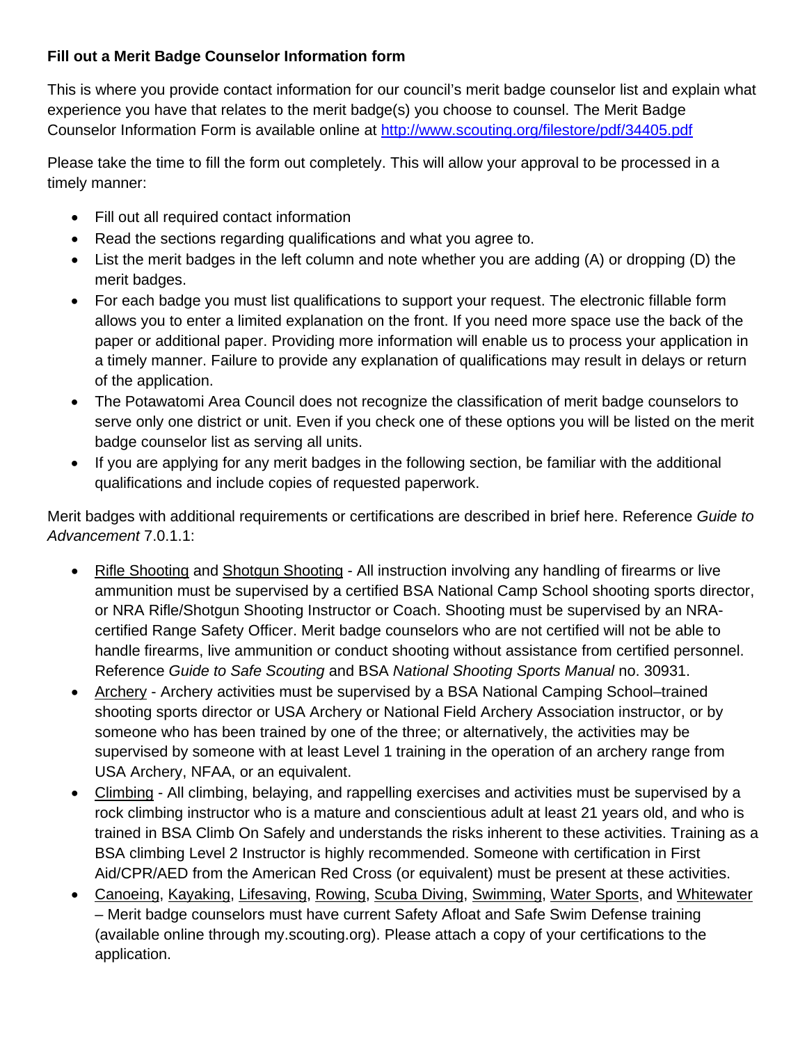**Fill out a Merit Badge Counselor Information form**

This is where you provide contact information for our council's merit badge counselor list and explain what experience you have that relates to the merit badge(s) you choose to counsel. The Merit Badge Counselor Information Form is available online at [http://www.scouting.org/filestore/pdf/34405.pdf](http://www.scouting.org/filestore/pdf/34405.pdf)

Please take the time to fill the form out completely. This will allow your approval to be processed in a timely manner:

- Fill out all required contact information
- Read the sections regarding qualifications and what you agree to.
- List the merit badges in the left column and note whether you are adding (A) or dropping (D) the merit badges.
- For each badge you must list qualifications to support your request. The electronic fillable form allows you to enter a limited explanation on the front. If you need more space use the back of the paper or additional paper. Providing more information will enable us to process your application in a timely manner. Failure to provide any explanation of qualifications may result in delays or return of the application.
- The Potawatomi Area Council does not recognize the classification of merit badge counselors to serve only one district or unit. Even if you check one of these options you will be listed on the merit badge counselor list as serving all units.
- If you are applying for any merit badges in the following section, be familiar with the additional qualifications and include copies of requested paperwork.

Merit badges with additional requirements or certifications are described in brief here. Reference *Guide to Advancement* 7.0.1.1:

- Rifle Shooting and Shotgun Shooting - All instruction involving any handling of firearms or live ammunition must be supervised by a certified BSA National Camp School shooting sports director, or NRA Rifle/Shotgun Shooting Instructor or Coach. Shooting must be supervised by an NRA-certified Range Safety Officer. Merit badge counselors who are not certified will not be able to handle firearms, live ammunition or conduct shooting without assistance from certified personnel. Reference *Guide to Safe Scouting* and BSA *National Shooting Sports Manual* no. 30931.
- Archery - Archery activities must be supervised by a BSA National Camping School–trained shooting sports director or USA Archery or National Field Archery Association instructor, or by someone who has been trained by one of the three; or alternatively, the activities may be supervised by someone with at least Level 1 training in the operation of an archery range from USA Archery, NFAA, or an equivalent.
- Climbing - All climbing, belaying, and rappelling exercises and activities must be supervised by a rock climbing instructor who is a mature and conscientious adult at least 21 years old, and who is trained in BSA Climb On Safely and understands the risks inherent to these activities. Training as a BSA climbing Level 2 Instructor is highly recommended. Someone with certification in First Aid/CPR/AED from the American Red Cross (or equivalent) must be present at these activities.
- Canoeing, Kayaking, Lifesaving, Rowing, Scuba Diving, Swimming, Water Sports, and Whitewater – Merit badge counselors must have current Safety Afloat and Safe Swim Defense training (available online through my.scouting.org). Please attach a copy of your certifications to the application.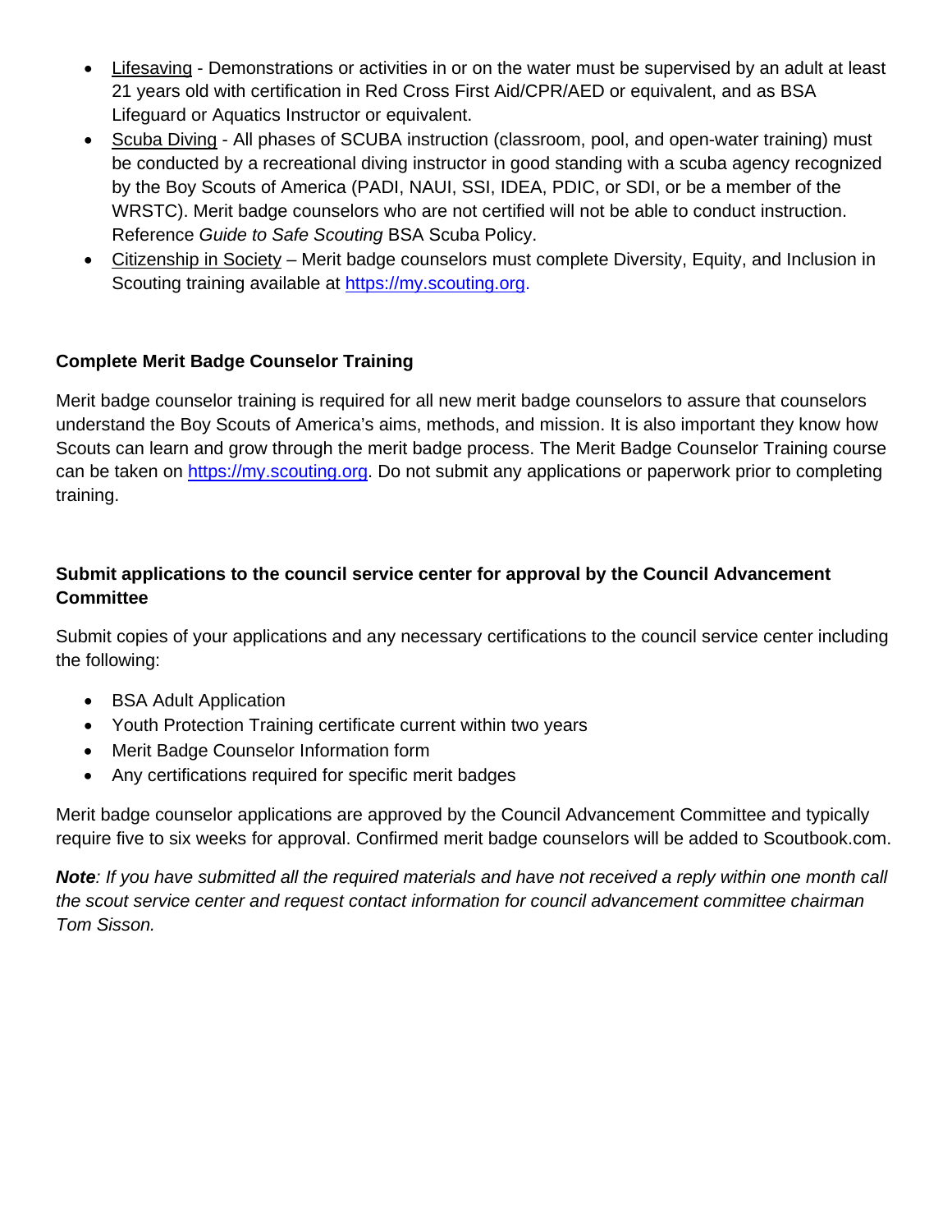- Lifesaving - Demonstrations or activities in or on the water must be supervised by an adult at least 21 years old with certification in Red Cross First Aid/CPR/AED or equivalent, and as BSA Lifeguard or Aquatics Instructor or equivalent.
- Scuba Diving - All phases of SCUBA instruction (classroom, pool, and open-water training) must be conducted by a recreational diving instructor in good standing with a scuba agency recognized by the Boy Scouts of America (PADI, NAUI, SSI, IDEA, PDIC, or SDI, or be a member of the WRSTC). Merit badge counselors who are not certified will not be able to conduct instruction. Reference *Guide to Safe Scouting* BSA Scuba Policy.
- Citizenship in Society – Merit badge counselors must complete Diversity, Equity, and Inclusion in Scouting training available at https://my.scouting.org.

**Complete Merit Badge Counselor Training**

Merit badge counselor training is required for all new merit badge counselors to assure that counselors understand the Boy Scouts of America's aims, methods, and mission. It is also important they know how Scouts can learn and grow through the merit badge process. The Merit Badge Counselor Training course can be taken on https://my.scouting.org. Do not submit any applications or paperwork prior to completing training.

**Submit applications to the council service center for approval by the Council Advancement Committee**

Submit copies of your applications and any necessary certifications to the council service center including the following:

- BSA Adult Application
- Youth Protection Training certificate current within two years
- Merit Badge Counselor Information form
- Any certifications required for specific merit badges

Merit badge counselor applications are approved by the Council Advancement Committee and typically require five to six weeks for approval. Confirmed merit badge counselors will be added to Scoutbook.com.

***Note**: If you have submitted all the required materials and have not received a reply within one month call the scout service center and request contact information for council advancement committee chairman Tom Sisson.*